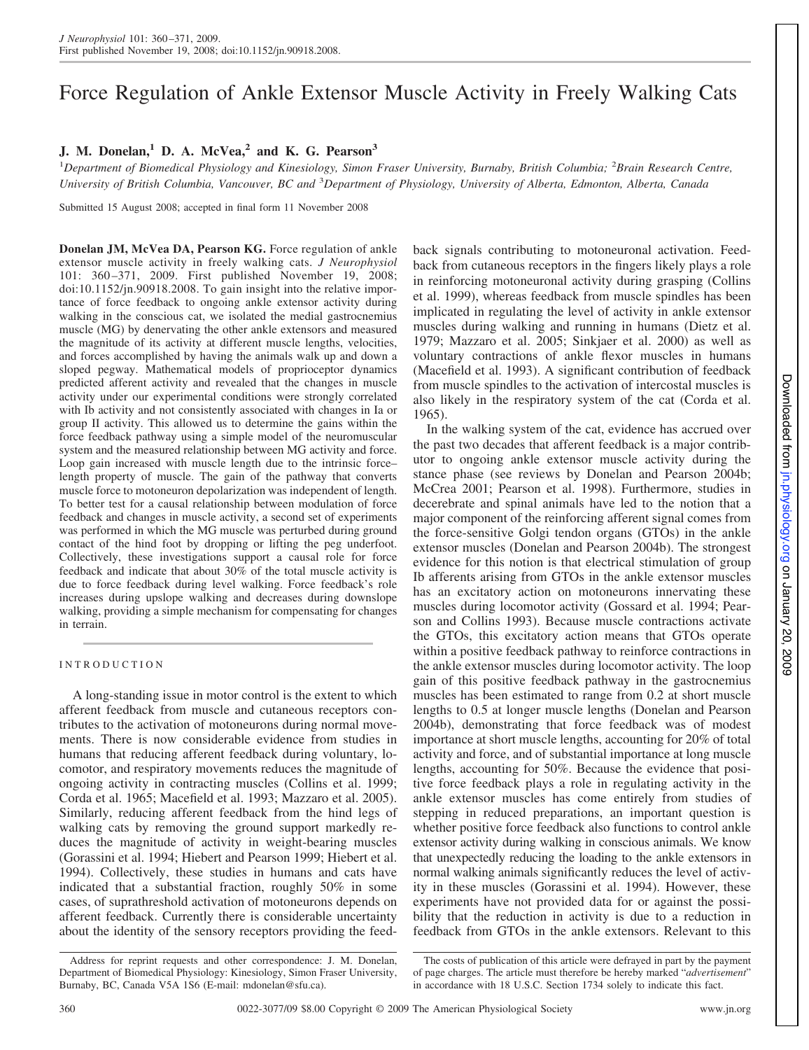# Force Regulation of Ankle Extensor Muscle Activity in Freely Walking Cats

**J. M. Donelan,[1] D. A. McVea,[2] and K. G. Pearson[3]**

[1]*Department of Biomedical Physiology and Kinesiology, Simon Fraser University, Burnaby, British Columbia;* [2]*Brain Research Centre, University of British Columbia, Vancouver, BC and* [3]*Department of Physiology, University of Alberta, Edmonton, Alberta, Canada*

Submitted 15 August 2008; accepted in final form 11 November 2008

**Donelan JM, McVea DA, Pearson KG.** Force regulation of ankle extensor muscle activity in freely walking cats. *J Neurophysiol* 101: 360–371, 2009. First published November 19, 2008; doi:10.1152/jn.90918.2008. To gain insight into the relative importance of force feedback to ongoing ankle extensor activity during walking in the conscious cat, we isolated the medial gastrocnemius muscle (MG) by denervating the other ankle extensors and measured the magnitude of its activity at different muscle lengths, velocities, and forces accomplished by having the animals walk up and down a sloped pegway. Mathematical models of proprioceptor dynamics predicted afferent activity and revealed that the changes in muscle activity under our experimental conditions were strongly correlated with Ib activity and not consistently associated with changes in Ia or group II activity. This allowed us to determine the gains within the force feedback pathway using a simple model of the neuromuscular system and the measured relationship between MG activity and force. Loop gain increased with muscle length due to the intrinsic force–length property of muscle. The gain of the pathway that converts muscle force to motoneuron depolarization was independent of length. To better test for a causal relationship between modulation of force feedback and changes in muscle activity, a second set of experiments was performed in which the MG muscle was perturbed during ground contact of the hind foot by dropping or lifting the peg underfoot. Collectively, these investigations support a causal role for force feedback and indicate that about 30% of the total muscle activity is due to force feedback during level walking. Force feedback's role increases during upslope walking and decreases during downslope walking, providing a simple mechanism for compensating for changes in terrain.

## INTRODUCTION

A long-standing issue in motor control is the extent to which afferent feedback from muscle and cutaneous receptors contributes to the activation of motoneurons during normal movements. There is now considerable evidence from studies in humans that reducing afferent feedback during voluntary, locomotor, and respiratory movements reduces the magnitude of ongoing activity in contracting muscles (Collins et al. 1999; Corda et al. 1965; Macefield et al. 1993; Mazzaro et al. 2005). Similarly, reducing afferent feedback from the hind legs of walking cats by removing the ground support markedly reduces the magnitude of activity in weight-bearing muscles (Gorassini et al. 1994; Hiebert and Pearson 1999; Hiebert et al. 1994). Collectively, these studies in humans and cats have indicated that a substantial fraction, roughly 50% in some cases, of suprathreshold activation of motoneurons depends on afferent feedback. Currently there is considerable uncertainty about the identity of the sensory receptors providing the feedback signals contributing to motoneuronal activation. Feedback from cutaneous receptors in the fingers likely plays a role in reinforcing motoneuronal activity during grasping (Collins et al. 1999), whereas feedback from muscle spindles has been implicated in regulating the level of activity in ankle extensor muscles during walking and running in humans (Dietz et al. 1979; Mazzaro et al. 2005; Sinkjaer et al. 2000) as well as voluntary contractions of ankle flexor muscles in humans (Macefield et al. 1993). A significant contribution of feedback from muscle spindles to the activation of intercostal muscles is also likely in the respiratory system of the cat (Corda et al. 1965).

In the walking system of the cat, evidence has accrued over the past two decades that afferent feedback is a major contributor to ongoing ankle extensor muscle activity during the stance phase (see reviews by Donelan and Pearson 2004b; McCrea 2001; Pearson et al. 1998). Furthermore, studies in decerebrate and spinal animals have led to the notion that a major component of the reinforcing afferent signal comes from the force-sensitive Golgi tendon organs (GTOs) in the ankle extensor muscles (Donelan and Pearson 2004b). The strongest evidence for this notion is that electrical stimulation of group Ib afferents arising from GTOs in the ankle extensor muscles has an excitatory action on motoneurons innervating these muscles during locomotor activity (Gossard et al. 1994; Pearson and Collins 1993). Because muscle contractions activate the GTOs, this excitatory action means that GTOs operate within a positive feedback pathway to reinforce contractions in the ankle extensor muscles during locomotor activity. The loop gain of this positive feedback pathway in the gastrocnemius muscles has been estimated to range from 0.2 at short muscle lengths to 0.5 at longer muscle lengths (Donelan and Pearson 2004b), demonstrating that force feedback was of modest importance at short muscle lengths, accounting for 20% of total activity and force, and of substantial importance at long muscle lengths, accounting for 50%. Because the evidence that positive force feedback plays a role in regulating activity in the ankle extensor muscles has come entirely from studies of stepping in reduced preparations, an important question is whether positive force feedback also functions to control ankle extensor activity during walking in conscious animals. We know that unexpectedly reducing the loading to the ankle extensors in normal walking animals significantly reduces the level of activity in these muscles (Gorassini et al. 1994). However, these experiments have not provided data for or against the possibility that the reduction in activity is due to a reduction in feedback from GTOs in the ankle extensors. Relevant to this

Address for reprint requests and other correspondence: J. M. Donelan, Department of Biomedical Physiology: Kinesiology, Simon Fraser University, Burnaby, BC, Canada V5A 1S6 (E-mail: mdonelan@sfu.ca).

The costs of publication of this article were defrayed in part by the payment of page charges. The article must therefore be hereby marked "*advertisement*" in accordance with 18 U.S.C. Section 1734 solely to indicate this fact.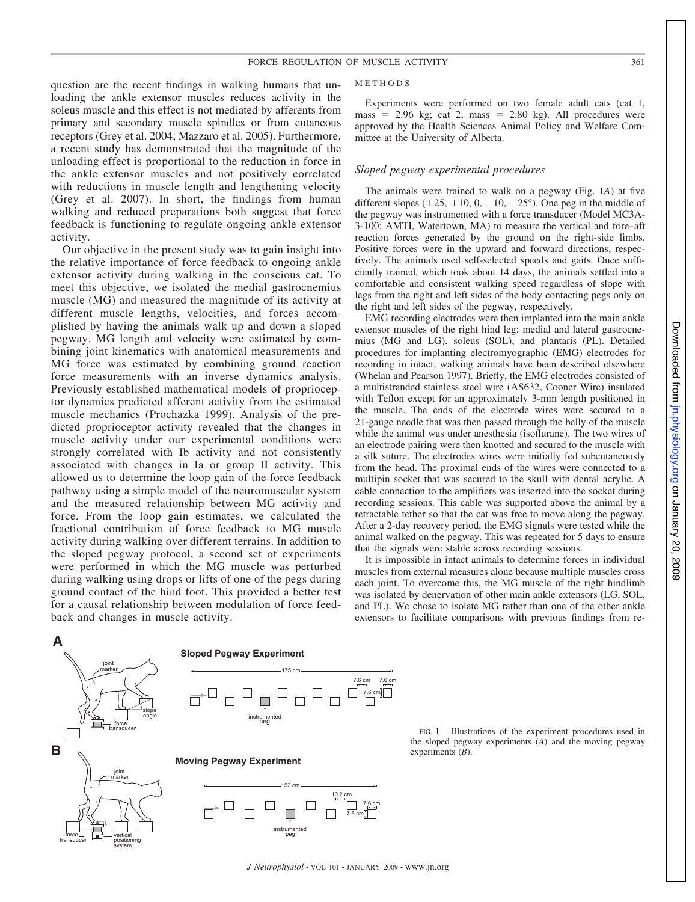question are the recent findings in walking humans that unloading the ankle extensor muscles reduces activity in the soleus muscle and this effect is not mediated by afferents from primary and secondary muscle spindles or from cutaneous receptors (Grey et al. 2004; Mazzaro et al. 2005). Furthermore, a recent study has demonstrated that the magnitude of the unloading effect is proportional to the reduction in force in the ankle extensor muscles and not positively correlated with reductions in muscle length and lengthening velocity (Grey et al. 2007). In short, the findings from human walking and reduced preparations both suggest that force feedback is functioning to regulate ongoing ankle extensor activity.

Our objective in the present study was to gain insight into the relative importance of force feedback to ongoing ankle extensor activity during walking in the conscious cat. To meet this objective, we isolated the medial gastrocnemius muscle (MG) and measured the magnitude of its activity at different muscle lengths, velocities, and forces accomplished by having the animals walk up and down a sloped pegway. MG length and velocity were estimated by combining joint kinematics with anatomical measurements and MG force was estimated by combining ground reaction force measurements with an inverse dynamics analysis. Previously established mathematical models of proprioceptor dynamics predicted afferent activity from the estimated muscle mechanics (Prochazka 1999). Analysis of the predicted proprioceptor activity revealed that the changes in muscle activity under our experimental conditions were strongly correlated with Ib activity and not consistently associated with changes in Ia or group II activity. This allowed us to determine the loop gain of the force feedback pathway using a simple model of the neuromuscular system and the measured relationship between MG activity and force. From the loop gain estimates, we calculated the fractional contribution of force feedback to MG muscle activity during walking over different terrains. In addition to the sloped pegway protocol, a second set of experiments were performed in which the MG muscle was perturbed during walking using drops or lifts of one of the pegs during ground contact of the hind foot. This provided a better test for a causal relationship between modulation of force feedback and changes in muscle activity.

## METHODS

Experiments were performed on two female adult cats (cat 1, mass = 2.96 kg; cat 2, mass = 2.80 kg). All procedures were approved by the Health Sciences Animal Policy and Welfare Committee at the University of Alberta.

### *Sloped pegway experimental procedures*

The animals were trained to walk on a pegway (Fig. 1*A*) at five different slopes (+25, +10, 0, −10, −25°). One peg in the middle of the pegway was instrumented with a force transducer (Model MC3A-3-100; AMTI, Watertown, MA) to measure the vertical and fore–aft reaction forces generated by the ground on the right-side limbs. Positive forces were in the upward and forward directions, respectively. The animals used self-selected speeds and gaits. Once sufficiently trained, which took about 14 days, the animals settled into a comfortable and consistent walking speed regardless of slope with legs from the right and left sides of the body contacting pegs only on the right and left sides of the pegway, respectively.

EMG recording electrodes were then implanted into the main ankle extensor muscles of the right hind leg: medial and lateral gastrocnemius (MG and LG), soleus (SOL), and plantaris (PL). Detailed procedures for implanting electromyographic (EMG) electrodes for recording in intact, walking animals have been described elsewhere (Whelan and Pearson 1997). Briefly, the EMG electrodes consisted of a multistranded stainless steel wire (AS632, Cooner Wire) insulated with Teflon except for an approximately 3-mm length positioned in the muscle. The ends of the electrode wires were secured to a 21-gauge needle that was then passed through the belly of the muscle while the animal was under anesthesia (isoflurane). The two wires of an electrode pairing were then knotted and secured to the muscle with a silk suture. The electrodes wires were initially fed subcutaneously from the head. The proximal ends of the wires were connected to a multipin socket that was secured to the skull with dental acrylic. A cable connection to the amplifiers was inserted into the socket during recording sessions. This cable was supported above the animal by a retractable tether so that the cat was free to move along the pegway. After a 2-day recovery period, the EMG signals were tested while the animal walked on the pegway. This was repeated for 5 days to ensure that the signals were stable across recording sessions.

It is impossible in intact animals to determine forces in individual muscles from external measures alone because multiple muscles cross each joint. To overcome this, the MG muscle of the right hindlimb was isolated by denervation of other main ankle extensors (LG, SOL, and PL). We chose to isolate MG rather than one of the other ankle extensors to facilitate comparisons with previous findings from re-

A

joint marker

slope angle

force transducer

Sloped Pegway Experiment

175 cm

7.6 cm

7.6 cm

7.6 cm

instrumented peg

B

joint marker

force transducer

vertical positioning system

Moving Pegway Experiment

152 cm

10.2 cm

7.6 cm

7.6 cm

instrumented peg

FIG. 1. Illustrations of the experiment procedures used in the sloped pegway experiments (*A*) and the moving pegway experiments (*B*).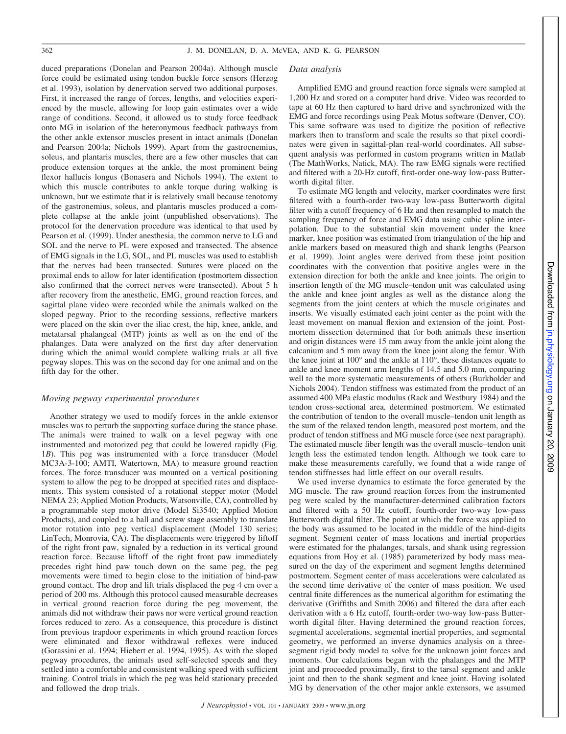duced preparations (Donelan and Pearson 2004a). Although muscle force could be estimated using tendon buckle force sensors (Herzog et al. 1993), isolation by denervation served two additional purposes. First, it increased the range of forces, lengths, and velocities experienced by the muscle, allowing for loop gain estimates over a wide range of conditions. Second, it allowed us to study force feedback onto MG in isolation of the heteronymous feedback pathways from the other ankle extensor muscles present in intact animals (Donelan and Pearson 2004a; Nichols 1999). Apart from the gastrocnemius, soleus, and plantaris muscles, there are a few other muscles that can produce extension torques at the ankle, the most prominent being flexor hallucis longus (Bonasera and Nichols 1994). The extent to which this muscle contributes to ankle torque during walking is unknown, but we estimate that it is relatively small because tenotomy of the gastronemius, soleus, and plantaris muscles produced a complete collapse at the ankle joint (unpublished observations). The protocol for the denervation procedure was identical to that used by Pearson et al. (1999). Under anesthesia, the common nerve to LG and SOL and the nerve to PL were exposed and transected. The absence of EMG signals in the LG, SOL, and PL muscles was used to establish that the nerves had been transected. Sutures were placed on the proximal ends to allow for later identification (postmortem dissection also confirmed that the correct nerves were transected). About 5 h after recovery from the anesthetic, EMG, ground reaction forces, and sagittal plane video were recorded while the animals walked on the sloped pegway. Prior to the recording sessions, reflective markers were placed on the skin over the iliac crest, the hip, knee, ankle, and metatarsal phalangeal (MTP) joints as well as on the end of the phalanges. Data were analyzed on the first day after denervation during which the animal would complete walking trials at all five pegway slopes. This was on the second day for one animal and on the fifth day for the other.

### *Moving pegway experimental procedures*

Another strategy we used to modify forces in the ankle extensor muscles was to perturb the supporting surface during the stance phase. The animals were trained to walk on a level pegway with one instrumented and motorized peg that could be lowered rapidly (Fig. 1*B*). This peg was instrumented with a force transducer (Model MC3A-3-100; AMTI, Watertown, MA) to measure ground reaction forces. The force transducer was mounted on a vertical positioning system to allow the peg to be dropped at specified rates and displacements. This system consisted of a rotational stepper motor (Model NEMA 23; Applied Motion Products, Watsonville, CA), controlled by a programmable step motor drive (Model Si3540; Applied Motion Products), and coupled to a ball and screw stage assembly to translate motor rotation into peg vertical displacement (Model 130 series; LinTech, Monrovia, CA). The displacements were triggered by liftoff of the right front paw, signaled by a reduction in its vertical ground reaction force. Because liftoff of the right front paw immediately precedes right hind paw touch down on the same peg, the peg movements were timed to begin close to the initiation of hind-paw ground contact. The drop and lift trials displaced the peg 4 cm over a period of 200 ms. Although this protocol caused measurable decreases in vertical ground reaction force during the peg movement, the animals did not withdraw their paws nor were vertical ground reaction forces reduced to zero. As a consequence, this procedure is distinct from previous trapdoor experiments in which ground reaction forces were eliminated and flexor withdrawal reflexes were induced (Gorassini et al. 1994; Hiebert et al. 1994, 1995). As with the sloped pegway procedures, the animals used self-selected speeds and they settled into a comfortable and consistent walking speed with sufficient training. Control trials in which the peg was held stationary preceded and followed the drop trials.

### *Data analysis*

Amplified EMG and ground reaction force signals were sampled at 1,200 Hz and stored on a computer hard drive. Video was recorded to tape at 60 Hz then captured to hard drive and synchronized with the EMG and force recordings using Peak Motus software (Denver, CO). This same software was used to digitize the position of reflective markers then to transform and scale the results so that pixel coordinates were given in sagittal-plan real-world coordinates. All subsequent analysis was performed in custom programs written in Matlab (The MathWorks, Natick, MA). The raw EMG signals were rectified and filtered with a 20-Hz cutoff, first-order one-way low-pass Butterworth digital filter.

To estimate MG length and velocity, marker coordinates were first filtered with a fourth-order two-way low-pass Butterworth digital filter with a cutoff frequency of 6 Hz and then resampled to match the sampling frequency of force and EMG data using cubic spline interpolation. Due to the substantial skin movement under the knee marker, knee position was estimated from triangulation of the hip and ankle markers based on measured thigh and shank lengths (Pearson et al. 1999). Joint angles were derived from these joint position coordinates with the convention that positive angles were in the extension direction for both the ankle and knee joints. The origin to insertion length of the MG muscle–tendon unit was calculated using the ankle and knee joint angles as well as the distance along the segments from the joint centers at which the muscle originates and inserts. We visually estimated each joint center as the point with the least movement on manual flexion and extension of the joint. Postmortem dissection determined that for both animals these insertion and origin distances were 15 mm away from the ankle joint along the calcanium and 5 mm away from the knee joint along the femur. With the knee joint at 100° and the ankle at 110°, these distances equate to ankle and knee moment arm lengths of 14.5 and 5.0 mm, comparing well to the more systematic measurements of others (Burkholder and Nichols 2004). Tendon stiffness was estimated from the product of an assumed 400 MPa elastic modulus (Rack and Westbury 1984) and the tendon cross-sectional area, determined postmortem. We estimated the contribution of tendon to the overall muscle–tendon unit length as the sum of the relaxed tendon length, measured post mortem, and the product of tendon stiffness and MG muscle force (see next paragraph). The estimated muscle fiber length was the overall muscle–tendon unit length less the estimated tendon length. Although we took care to make these measurements carefully, we found that a wide range of tendon stiffnesses had little effect on our overall results.

We used inverse dynamics to estimate the force generated by the MG muscle. The raw ground reaction forces from the instrumented peg were scaled by the manufacturer-determined calibration factors and filtered with a 50 Hz cutoff, fourth-order two-way low-pass Butterworth digital filter. The point at which the force was applied to the body was assumed to be located in the middle of the hind-digits segment. Segment center of mass locations and inertial properties were estimated for the phalanges, tarsals, and shank using regression equations from Hoy et al. (1985) parameterized by body mass measured on the day of the experiment and segment lengths determined postmortem. Segment center of mass accelerations were calculated as the second time derivative of the center of mass position. We used central finite differences as the numerical algorithm for estimating the derivative (Griffiths and Smith 2006) and filtered the data after each derivation with a 6 Hz cutoff, fourth-order two-way low-pass Butterworth digital filter. Having determined the ground reaction forces, segmental accelerations, segmental inertial properties, and segmental geometry, we performed an inverse dynamics analysis on a three-segment rigid body model to solve for the unknown joint forces and moments. Our calculations began with the phalanges and the MTP joint and proceeded proximally, first to the tarsal segment and ankle joint and then to the shank segment and knee joint. Having isolated MG by denervation of the other major ankle extensors, we assumed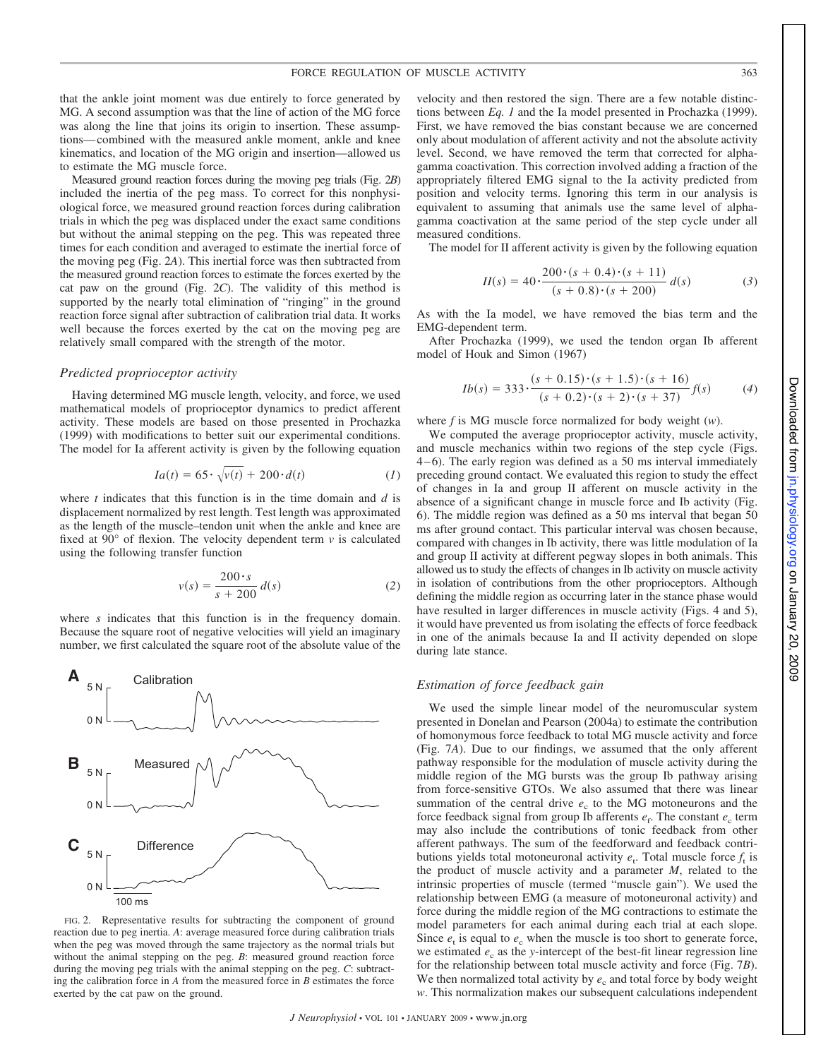that the ankle joint moment was due entirely to force generated by MG. A second assumption was that the line of action of the MG force was along the line that joins its origin to insertion. These assumptions—combined with the measured ankle moment, ankle and knee kinematics, and location of the MG origin and insertion—allowed us to estimate the MG muscle force.

Measured ground reaction forces during the moving peg trials (Fig. 2*B*) included the inertia of the peg mass. To correct for this nonphysiological force, we measured ground reaction forces during calibration trials in which the peg was displaced under the exact same conditions but without the animal stepping on the peg. This was repeated three times for each condition and averaged to estimate the inertial force of the moving peg (Fig. 2*A*). This inertial force was then subtracted from the measured ground reaction forces to estimate the forces exerted by the cat paw on the ground (Fig. 2*C*). The validity of this method is supported by the nearly total elimination of "ringing" in the ground reaction force signal after subtraction of calibration trial data. It works well because the forces exerted by the cat on the moving peg are relatively small compared with the strength of the motor.

### *Predicted proprioceptor activity*

Having determined MG muscle length, velocity, and force, we used mathematical models of proprioceptor dynamics to predict afferent activity. These models are based on those presented in Prochazka (1999) with modifications to better suit our experimental conditions. The model for Ia afferent activity is given by the following equation

$$Ia(t) = 65 \cdot \sqrt{v(t)} + 200 \cdot d(t) \tag{1}$$

where $t$ indicates that this function is in the time domain and $d$ is displacement normalized by rest length. Test length was approximated as the length of the muscle–tendon unit when the ankle and knee are fixed at 90° of flexion. The velocity dependent term $v$ is calculated using the following transfer function

$$v(s) = \frac{200 \cdot s}{s + 200}\, d(s) \tag{2}$$

where $s$ indicates that this function is in the frequency domain. Because the square root of negative velocities will yield an imaginary number, we first calculated the square root of the absolute value of the velocity and then restored the sign. There are a few notable distinctions between *Eq. 1* and the Ia model presented in Prochazka (1999). First, we have removed the bias constant because we are concerned only about modulation of afferent activity and not the absolute activity level. Second, we have removed the term that corrected for alpha-gamma coactivation. This correction involved adding a fraction of the appropriately filtered EMG signal to the Ia activity predicted from position and velocity terms. Ignoring this term in our analysis is equivalent to assuming that animals use the same level of alpha-gamma coactivation at the same period of the step cycle under all measured conditions.

The model for II afferent activity is given by the following equation

$$II(s) = 40 \cdot \frac{200 \cdot (s + 0.4) \cdot (s + 11)}{(s + 0.8) \cdot (s + 200)}\, d(s) \tag{3}$$

As with the Ia model, we have removed the bias term and the EMG-dependent term.

After Prochazka (1999), we used the tendon organ Ib afferent model of Houk and Simon (1967)

$$Ib(s) = 333 \cdot \frac{(s + 0.15) \cdot (s + 1.5) \cdot (s + 16)}{(s + 0.2) \cdot (s + 2) \cdot (s + 37)} f(s) \tag{4}$$

where $f$ is MG muscle force normalized for body weight ($w$).

We computed the average proprioceptor activity, muscle activity, and muscle mechanics within two regions of the step cycle (Figs. 4–6). The early region was defined as a 50 ms interval immediately preceding ground contact. We evaluated this region to study the effect of changes in Ia and group II afferent on muscle activity in the absence of a significant change in muscle force and Ib activity (Fig. 6). The middle region was defined as a 50 ms interval that began 50 ms after ground contact. This particular interval was chosen because, compared with changes in Ib activity, there was little modulation of Ia and group II activity at different pegway slopes in both animals. This allowed us to study the effects of changes in Ib activity on muscle activity in isolation of contributions from the other proprioceptors. Although defining the middle region as occurring later in the stance phase would have resulted in larger differences in muscle activity (Figs. 4 and 5), it would have prevented us from isolating the effects of force feedback in one of the animals because Ia and II activity depended on slope during late stance.

### *Estimation of force feedback gain*

We used the simple linear model of the neuromuscular system presented in Donelan and Pearson (2004a) to estimate the contribution of homonymous force feedback to total MG muscle activity and force (Fig. 7*A*). Due to our findings, we assumed that the only afferent pathway responsible for the modulation of muscle activity during the middle region of the MG bursts was the group Ib pathway arising from force-sensitive GTOs. We also assumed that there was linear summation of the central drive $e_c$ to the MG motoneurons and the force feedback signal from group Ib afferents $e_f$. The constant $e_c$ term may also include the contributions of tonic feedback from other afferent pathways. The sum of the feedforward and feedback contributions yields total motoneuronal activity $e_t$. Total muscle force $f_t$ is the product of muscle activity and a parameter $M$, related to the intrinsic properties of muscle (termed "muscle gain"). We used the relationship between EMG (a measure of motoneuronal activity) and force during the middle region of the MG contractions to estimate the model parameters for each animal during each trial at each slope. Since $e_t$ is equal to $e_c$ when the muscle is too short to generate force, we estimated $e_c$ as the $y$-intercept of the best-fit linear regression line for the relationship between total muscle activity and force (Fig. 7*B*). We then normalized total activity by $e_c$ and total force by body weight $w$. This normalization makes our subsequent calculations independent

FIG. 2. Representative results for subtracting the component of ground reaction due to peg inertia. *A*: average measured force during calibration trials when the peg was moved through the same trajectory as the normal trials but without the animal stepping on the peg. *B*: measured ground reaction force during the moving peg trials with the animal stepping on the peg. *C*: subtracting the calibration force in *A* from the measured force in *B* estimates the force exerted by the cat paw on the ground.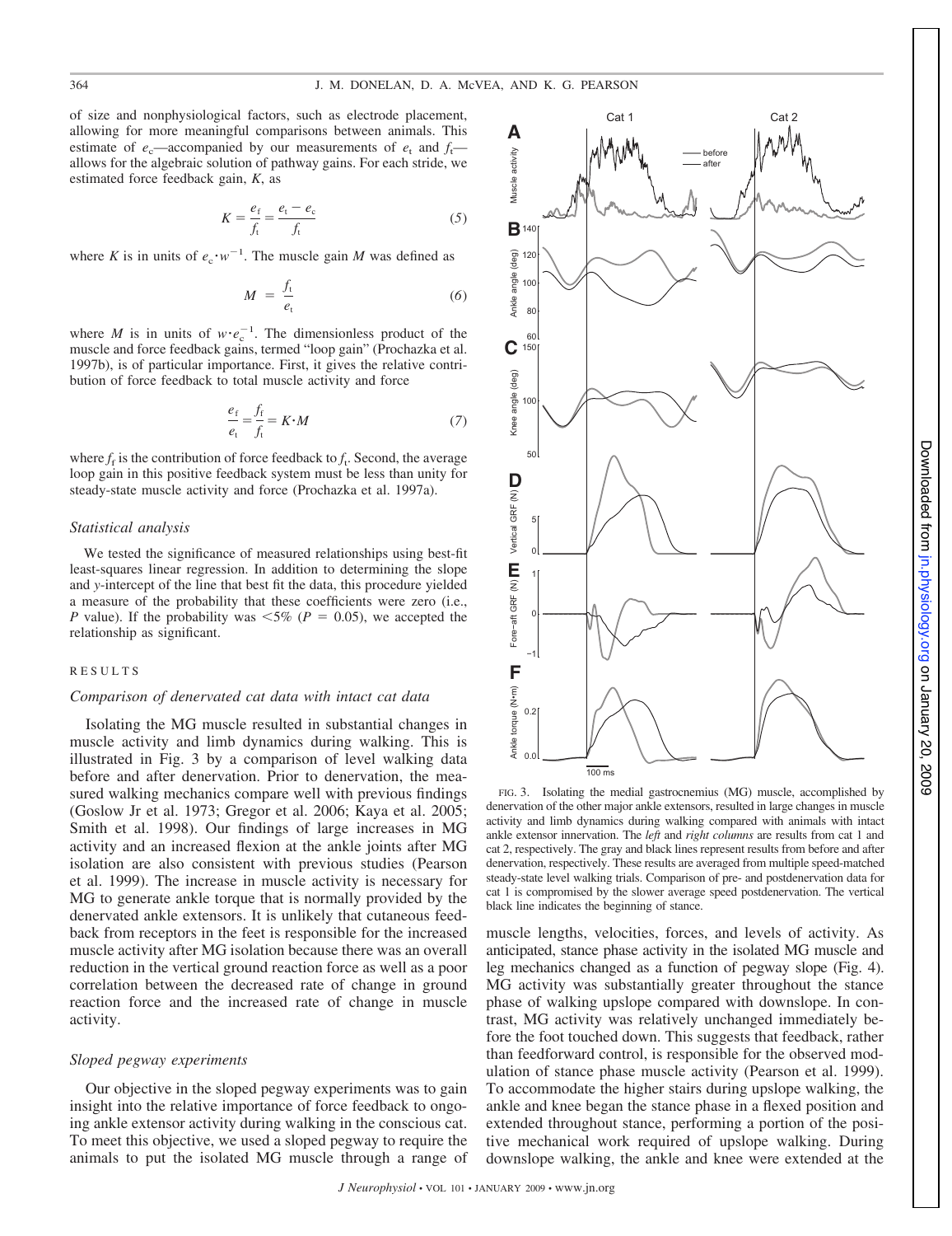of size and nonphysiological factors, such as electrode placement, allowing for more meaningful comparisons between animals. This estimate of $e_c$—accompanied by our measurements of $e_t$ and $f_t$—allows for the algebraic solution of pathway gains. For each stride, we estimated force feedback gain, $K$, as

$$K = \frac{e_f}{f_t} = \frac{e_t - e_c}{f_t} \tag{5}$$

where $K$ is in units of $e_c \cdot w^{-1}$. The muscle gain $M$ was defined as

$$M = \frac{f_t}{e_t} \tag{6}$$

where $M$ is in units of $w \cdot e_c^{-1}$. The dimensionless product of the muscle and force feedback gains, termed "loop gain" (Prochazka et al. 1997b), is of particular importance. First, it gives the relative contribution of force feedback to total muscle activity and force

$$\frac{e_f}{e_t} = \frac{f_f}{f_t} = K \cdot M \tag{7}$$

where $f_f$ is the contribution of force feedback to $f_t$. Second, the average loop gain in this positive feedback system must be less than unity for steady-state muscle activity and force (Prochazka et al. 1997a).

### *Statistical analysis*

We tested the significance of measured relationships using best-fit least-squares linear regression. In addition to determining the slope and *y*-intercept of the line that best fit the data, this procedure yielded a measure of the probability that these coefficients were zero (i.e., $P$ value). If the probability was $<5\%$ ($P = 0.05$), we accepted the relationship as significant.

## RESULTS

### *Comparison of denervated cat data with intact cat data*

Isolating the MG muscle resulted in substantial changes in muscle activity and limb dynamics during walking. This is illustrated in Fig. 3 by a comparison of level walking data before and after denervation. Prior to denervation, the measured walking mechanics compare well with previous findings (Goslow Jr et al. 1973; Gregor et al. 2006; Kaya et al. 2005; Smith et al. 1998). Our findings of large increases in MG activity and an increased flexion at the ankle joints after MG isolation are also consistent with previous studies (Pearson et al. 1999). The increase in muscle activity is necessary for MG to generate ankle torque that is normally provided by the denervated ankle extensors. It is unlikely that cutaneous feedback from receptors in the feet is responsible for the increased muscle activity after MG isolation because there was an overall reduction in the vertical ground reaction force as well as a poor correlation between the decreased rate of change in ground reaction force and the increased rate of change in muscle activity.

### *Sloped pegway experiments*

Our objective in the sloped pegway experiments was to gain insight into the relative importance of force feedback to ongoing ankle extensor activity during walking in the conscious cat. To meet this objective, we used a sloped pegway to require the animals to put the isolated MG muscle through a range of muscle lengths, velocities, forces, and levels of activity. As anticipated, stance phase activity in the isolated MG muscle and leg mechanics changed as a function of pegway slope (Fig. 4). MG activity was substantially greater throughout the stance phase of walking upslope compared with downslope. In contrast, MG activity was relatively unchanged immediately before the foot touched down. This suggests that feedback, rather than feedforward control, is responsible for the observed modulation of stance phase muscle activity (Pearson et al. 1999). To accommodate the higher stairs during upslope walking, the ankle and knee began the stance phase in a flexed position and extended throughout stance, performing a portion of the positive mechanical work required of upslope walking. During downslope walking, the ankle and knee were extended at the

FIG. 3. Isolating the medial gastrocnemius (MG) muscle, accomplished by denervation of the other major ankle extensors, resulted in large changes in muscle activity and limb dynamics during walking compared with animals with intact ankle extensor innervation. The *left* and *right columns* are results from cat 1 and cat 2, respectively. The gray and black lines represent results from before and after denervation, respectively. These results are averaged from multiple speed-matched steady-state level walking trials. Comparison of pre- and postdenervation data for cat 1 is compromised by the slower average speed postdenervation. The vertical black line indicates the beginning of stance.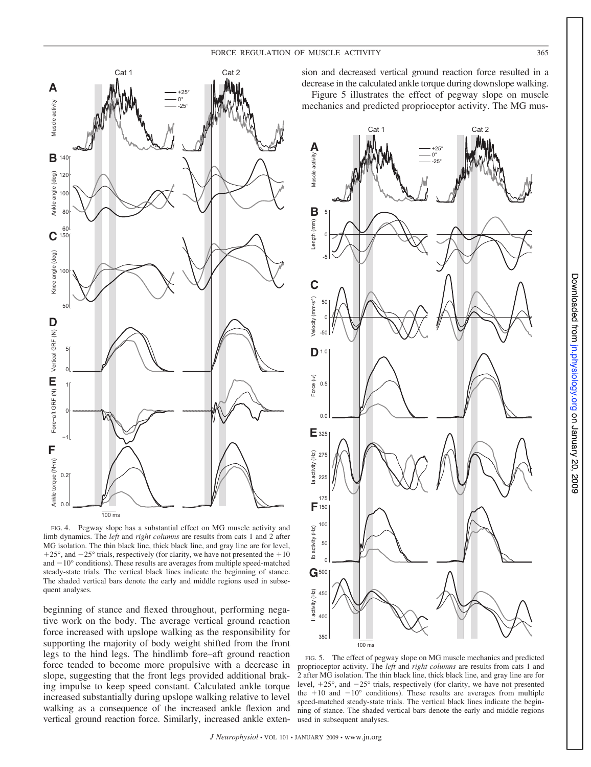FIG. 4. Pegway slope has a substantial effect on MG muscle activity and limb dynamics. The *left* and *right columns* are results from cats 1 and 2 after MG isolation. The thin black line, thick black line, and gray line are for level, +25°, and −25° trials, respectively (for clarity, we have not presented the +10 and −10° conditions). These results are averages from multiple speed-matched steady-state trials. The vertical black lines indicate the beginning of stance. The shaded vertical bars denote the early and middle regions used in subsequent analyses.

beginning of stance and flexed throughout, performing negative work on the body. The average vertical ground reaction force increased with upslope walking as the responsibility for supporting the majority of body weight shifted from the front legs to the hind legs. The hindlimb fore–aft ground reaction force tended to become more propulsive with a decrease in slope, suggesting that the front legs provided additional braking impulse to keep speed constant. Calculated ankle torque increased substantially during upslope walking relative to level walking as a consequence of the increased ankle flexion and vertical ground reaction force. Similarly, increased ankle extension and decreased vertical ground reaction force resulted in a decrease in the calculated ankle torque during downslope walking.

Figure 5 illustrates the effect of pegway slope on muscle mechanics and predicted proprioceptor activity. The MG mus-

FIG. 5. The effect of pegway slope on MG muscle mechanics and predicted proprioceptor activity. The *left* and *right columns* are results from cats 1 and 2 after MG isolation. The thin black line, thick black line, and gray line are for level, +25°, and −25° trials, respectively (for clarity, we have not presented the +10 and −10° conditions). These results are averages from multiple speed-matched steady-state trials. The vertical black lines indicate the beginning of stance. The shaded vertical bars denote the early and middle regions used in subsequent analyses.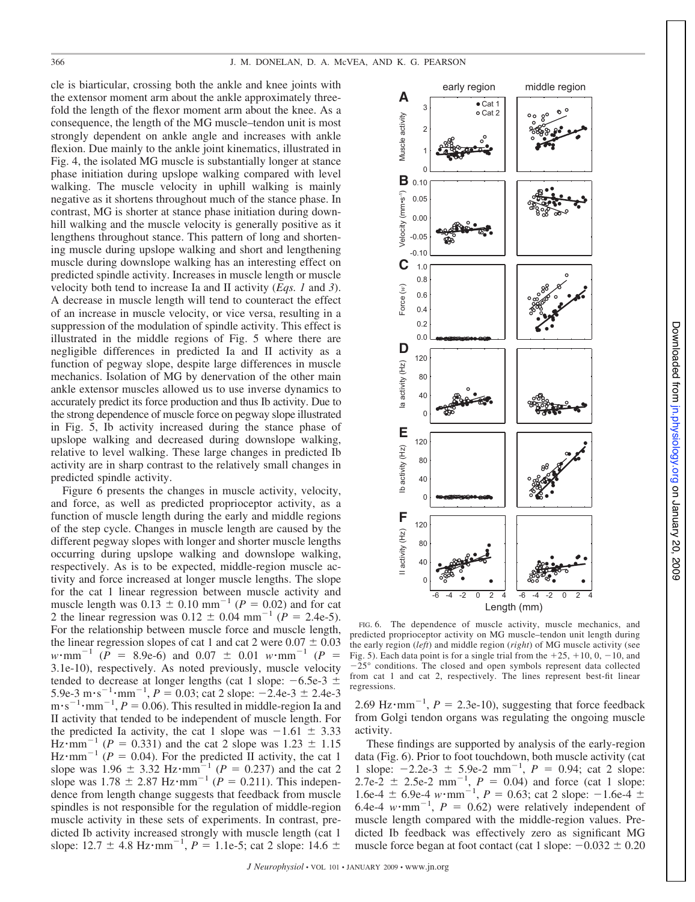cle is biarticular, crossing both the ankle and knee joints with the extensor moment arm about the ankle approximately threefold the length of the flexor moment arm about the knee. As a consequence, the length of the MG muscle–tendon unit is most strongly dependent on ankle angle and increases with ankle flexion. Due mainly to the ankle joint kinematics, illustrated in Fig. 4, the isolated MG muscle is substantially longer at stance phase initiation during upslope walking compared with level walking. The muscle velocity in uphill walking is mainly negative as it shortens throughout much of the stance phase. In contrast, MG is shorter at stance phase initiation during downhill walking and the muscle velocity is generally positive as it lengthens throughout stance. This pattern of long and shortening muscle during upslope walking and short and lengthening muscle during downslope walking has an interesting effect on predicted spindle activity. Increases in muscle length or muscle velocity both tend to increase Ia and II activity (*Eqs. 1* and *3*). A decrease in muscle length will tend to counteract the effect of an increase in muscle velocity, or vice versa, resulting in a suppression of the modulation of spindle activity. This effect is illustrated in the middle regions of Fig. 5 where there are negligible differences in predicted Ia and II activity as a function of pegway slope, despite large differences in muscle mechanics. Isolation of MG by denervation of the other main ankle extensor muscles allowed us to use inverse dynamics to accurately predict its force production and thus Ib activity. Due to the strong dependence of muscle force on pegway slope illustrated in Fig. 5, Ib activity increased during the stance phase of upslope walking and decreased during downslope walking, relative to level walking. These large changes in predicted Ib activity are in sharp contrast to the relatively small changes in predicted spindle activity.

Figure 6 presents the changes in muscle activity, velocity, and force, as well as predicted proprioceptor activity, as a function of muscle length during the early and middle regions of the step cycle. Changes in muscle length are caused by the different pegway slopes with longer and shorter muscle lengths occurring during upslope walking and downslope walking, respectively. As is to be expected, middle-region muscle activity and force increased at longer muscle lengths. The slope for the cat 1 linear regression between muscle activity and muscle length was $0.13 \pm 0.10$ mm$^{-1}$ ($P = 0.02$) and for cat 2 the linear regression was $0.12 \pm 0.04$ mm$^{-1}$ ($P = 2.4\text{e-}5$). For the relationship between muscle force and muscle length, the linear regression slopes of cat 1 and cat 2 were $0.07 \pm 0.03$ $w \cdot$mm$^{-1}$ ($P = 8.9\text{e-}6$) and $0.07 \pm 0.01$ $w \cdot$mm$^{-1}$ ($P = 3.1\text{e-}10$), respectively. As noted previously, muscle velocity tended to decrease at longer lengths (cat 1 slope: $-6.5\text{e-}3 \pm 5.9\text{e-}3$ m$\cdot$s$^{-1}\cdot$mm$^{-1}$, $P = 0.03$; cat 2 slope: $-2.4\text{e-}3 \pm 2.4\text{e-}3$ m$\cdot$s$^{-1}\cdot$mm$^{-1}$, $P = 0.06$). This resulted in middle-region Ia and II activity that tended to be independent of muscle length. For the predicted Ia activity, the cat 1 slope was $-1.61 \pm 3.33$ Hz$\cdot$mm$^{-1}$ ($P = 0.331$) and the cat 2 slope was $1.23 \pm 1.15$ Hz$\cdot$mm$^{-1}$ ($P = 0.04$). For the predicted II activity, the cat 1 slope was $1.96 \pm 3.32$ Hz$\cdot$mm$^{-1}$ ($P = 0.237$) and the cat 2 slope was $1.78 \pm 2.87$ Hz$\cdot$mm$^{-1}$ ($P = 0.211$). This independence from length change suggests that feedback from muscle spindles is not responsible for the regulation of middle-region muscle activity in these sets of experiments. In contrast, predicted Ib activity increased strongly with muscle length (cat 1 slope: $12.7 \pm 4.8$ Hz$\cdot$mm$^{-1}$, $P = 1.1\text{e-}5$; cat 2 slope: $14.6 \pm 2.69$ Hz$\cdot$mm$^{-1}$, $P = 2.3\text{e-}10$), suggesting that force feedback from Golgi tendon organs was regulating the ongoing muscle activity.

early region
middle region
A
● Cat 1
○ Cat 2
Muscle activity
B
Velocity (mm•s$^{-1}$)
C
Force ($w$)
D
Ia activity (Hz)
E
Ib activity (Hz)
F
II activity (Hz)
Length (mm)

FIG. 6. The dependence of muscle activity, muscle mechanics, and predicted proprioceptor activity on MG muscle–tendon unit length during the early region (*left*) and middle region (*right*) of MG muscle activity (see Fig. 5). Each data point is for a single trial from the +25, +10, 0, −10, and −25° conditions. The closed and open symbols represent data collected from cat 1 and cat 2, respectively. The lines represent best-fit linear regressions.

These findings are supported by analysis of the early-region data (Fig. 6). Prior to foot touchdown, both muscle activity (cat 1 slope: $-2.2\text{e-}3 \pm 5.9\text{e-}2$ mm$^{-1}$, $P = 0.94$; cat 2 slope: $2.7\text{e-}2 \pm 2.5\text{e-}2$ mm$^{-1}$, $P = 0.04$) and force (cat 1 slope: $1.6\text{e-}4 \pm 6.9\text{e-}4$ $w \cdot$mm$^{-1}$, $P = 0.63$; cat 2 slope: $-1.6\text{e-}4 \pm 6.4\text{e-}4$ $w \cdot$mm$^{-1}$, $P = 0.62$) were relatively independent of muscle length compared with the middle-region values. Predicted Ib feedback was effectively zero as significant MG muscle force began at foot contact (cat 1 slope: $-0.032 \pm 0.20$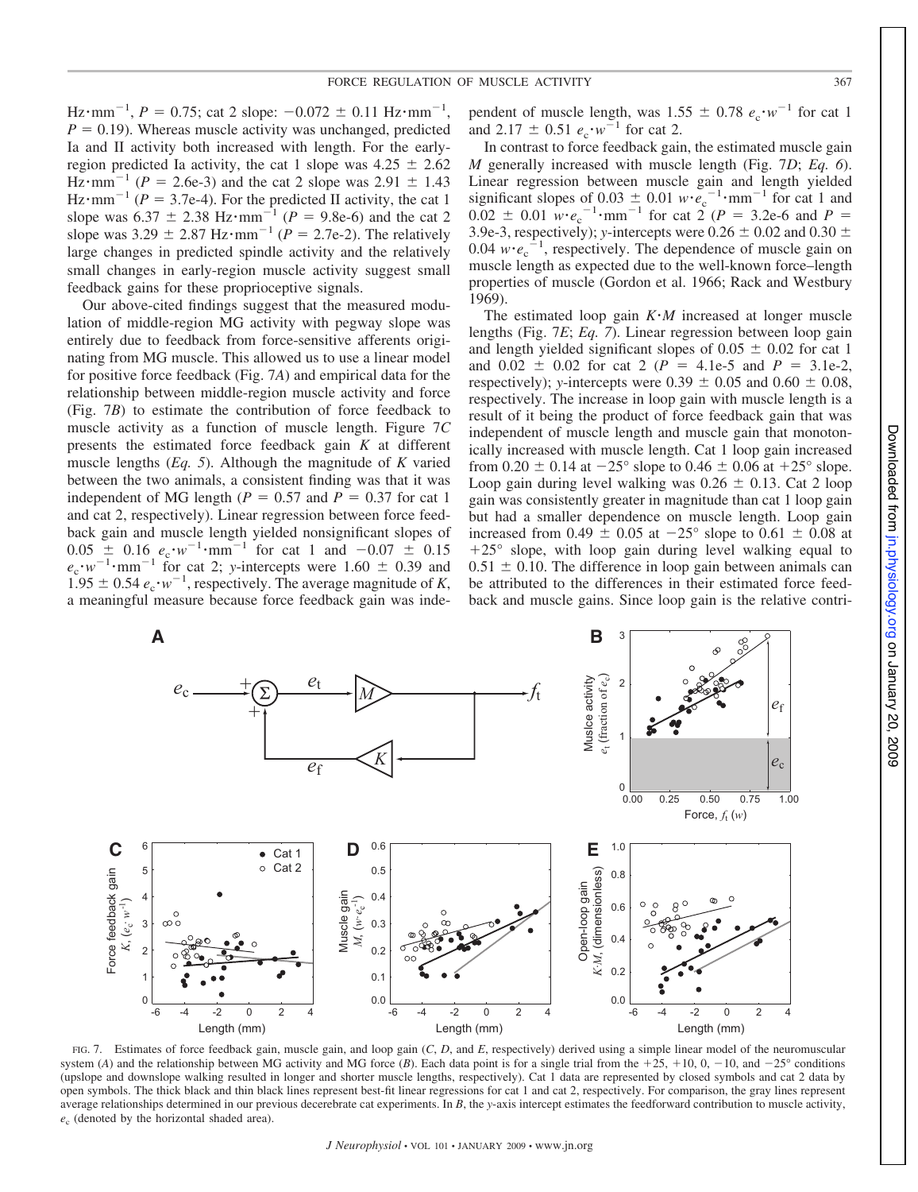$\text{Hz}\cdot\text{mm}^{-1}$, $P = 0.75$; cat 2 slope: $-0.072 \pm 0.11$ $\text{Hz}\cdot\text{mm}^{-1}$, $P = 0.19$). Whereas muscle activity was unchanged, predicted Ia and II activity both increased with length. For the early-region predicted Ia activity, the cat 1 slope was $4.25 \pm 2.62$ $\text{Hz}\cdot\text{mm}^{-1}$ ($P = 2.6\text{e-}3$) and the cat 2 slope was $2.91 \pm 1.43$ $\text{Hz}\cdot\text{mm}^{-1}$ ($P = 3.7\text{e-}4$). For the predicted II activity, the cat 1 slope was $6.37 \pm 2.38$ $\text{Hz}\cdot\text{mm}^{-1}$ ($P = 9.8\text{e-}6$) and the cat 2 slope was $3.29 \pm 2.87$ $\text{Hz}\cdot\text{mm}^{-1}$ ($P = 2.7\text{e-}2$). The relatively large changes in predicted spindle activity and the relatively small changes in early-region muscle activity suggest small feedback gains for these proprioceptive signals.

Our above-cited findings suggest that the measured modulation of middle-region MG activity with pegway slope was entirely due to feedback from force-sensitive afferents originating from MG muscle. This allowed us to use a linear model for positive force feedback (Fig. 7*A*) and empirical data for the relationship between middle-region muscle activity and force (Fig. 7*B*) to estimate the contribution of force feedback to muscle activity as a function of muscle length. Figure 7*C* presents the estimated force feedback gain $K$ at different muscle lengths (*Eq. 5*). Although the magnitude of $K$ varied between the two animals, a consistent finding was that it was independent of MG length ($P = 0.57$ and $P = 0.37$ for cat 1 and cat 2, respectively). Linear regression between force feedback gain and muscle length yielded nonsignificant slopes of $0.05 \pm 0.16$ $e_c\cdot w^{-1}\cdot\text{mm}^{-1}$ for cat 1 and $-0.07 \pm 0.15$ $e_c\cdot w^{-1}\cdot\text{mm}^{-1}$ for cat 2; $y$-intercepts were $1.60 \pm 0.39$ and $1.95 \pm 0.54$ $e_c\cdot w^{-1}$, respectively. The average magnitude of $K$, a meaningful measure because force feedback gain was independent of muscle length, was $1.55 \pm 0.78$ $e_c\cdot w^{-1}$ for cat 1 and $2.17 \pm 0.51$ $e_c\cdot w^{-1}$ for cat 2.

In contrast to force feedback gain, the estimated muscle gain $M$ generally increased with muscle length (Fig. 7*D*; *Eq. 6*). Linear regression between muscle gain and length yielded significant slopes of $0.03 \pm 0.01$ $w\cdot e_c^{-1}\cdot\text{mm}^{-1}$ for cat 1 and $0.02 \pm 0.01$ $w\cdot e_c^{-1}\cdot\text{mm}^{-1}$ for cat 2 ($P = 3.2\text{e-}6$ and $P = 3.9\text{e-}3$, respectively); $y$-intercepts were $0.26 \pm 0.02$ and $0.30 \pm 0.04$ $w\cdot e_c^{-1}$, respectively. The dependence of muscle gain on muscle length as expected due to the well-known force–length properties of muscle (Gordon et al. 1966; Rack and Westbury 1969).

The estimated loop gain $K\cdot M$ increased at longer muscle lengths (Fig. 7*E*; *Eq. 7*). Linear regression between loop gain and length yielded significant slopes of $0.05 \pm 0.02$ for cat 1 and $0.02 \pm 0.02$ for cat 2 ($P = 4.1\text{e-}5$ and $P = 3.1\text{e-}2$, respectively); $y$-intercepts were $0.39 \pm 0.05$ and $0.60 \pm 0.08$, respectively. The increase in loop gain with muscle length is a result of it being the product of force feedback gain that was independent of muscle length and muscle gain that monotonically increased with muscle length. Cat 1 loop gain increased from $0.20 \pm 0.14$ at $-25°$ slope to $0.46 \pm 0.06$ at $+25°$ slope. Loop gain during level walking was $0.26 \pm 0.13$. Cat 2 loop gain was consistently greater in magnitude than cat 1 loop gain but had a smaller dependence on muscle length. Loop gain increased from $0.49 \pm 0.05$ at $-25°$ slope to $0.61 \pm 0.08$ at $+25°$ slope, with loop gain during level walking equal to $0.51 \pm 0.10$. The difference in loop gain between animals can be attributed to the differences in their estimated force feedback and muscle gains. Since loop gain is the relative contri-

FIG. 7. Estimates of force feedback gain, muscle gain, and loop gain (*C*, *D*, and *E*, respectively) derived using a simple linear model of the neuromuscular system (*A*) and the relationship between MG activity and MG force (*B*). Each data point is for a single trial from the $+25$, $+10$, $0$, $-10$, and $-25°$ conditions (upslope and downslope walking resulted in longer and shorter muscle lengths, respectively). Cat 1 data are represented by closed symbols and cat 2 data by open symbols. The thick black and thin black lines represent best-fit linear regressions for cat 1 and cat 2, respectively. For comparison, the gray lines represent average relationships determined in our previous decerebrate cat experiments. In *B*, the $y$-axis intercept estimates the feedforward contribution to muscle activity, $e_c$ (denoted by the horizontal shaded area).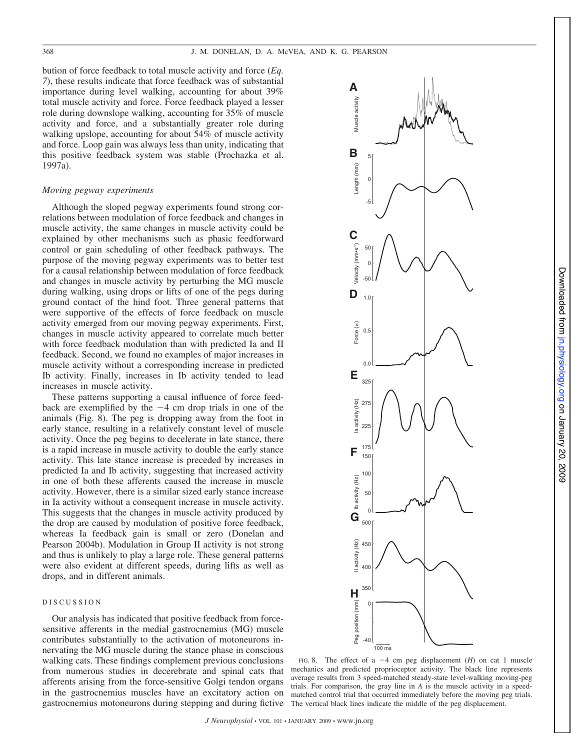bution of force feedback to total muscle activity and force (*Eq. 7*), these results indicate that force feedback was of substantial importance during level walking, accounting for about 39% total muscle activity and force. Force feedback played a lesser role during downslope walking, accounting for 35% of muscle activity and force, and a substantially greater role during walking upslope, accounting for about 54% of muscle activity and force. Loop gain was always less than unity, indicating that this positive feedback system was stable (Prochazka et al. 1997a).

### *Moving pegway experiments*

Although the sloped pegway experiments found strong correlations between modulation of force feedback and changes in muscle activity, the same changes in muscle activity could be explained by other mechanisms such as phasic feedforward control or gain scheduling of other feedback pathways. The purpose of the moving pegway experiments was to better test for a causal relationship between modulation of force feedback and changes in muscle activity by perturbing the MG muscle during walking, using drops or lifts of one of the pegs during ground contact of the hind foot. Three general patterns that were supportive of the effects of force feedback on muscle activity emerged from our moving pegway experiments. First, changes in muscle activity appeared to correlate much better with force feedback modulation than with predicted Ia and II feedback. Second, we found no examples of major increases in muscle activity without a corresponding increase in predicted Ib activity. Finally, increases in Ib activity tended to lead increases in muscle activity.

These patterns supporting a causal influence of force feedback are exemplified by the −4 cm drop trials in one of the animals (Fig. 8). The peg is dropping away from the foot in early stance, resulting in a relatively constant level of muscle activity. Once the peg begins to decelerate in late stance, there is a rapid increase in muscle activity to double the early stance activity. This late stance increase is preceded by increases in predicted Ia and Ib activity, suggesting that increased activity in one of both these afferents caused the increase in muscle activity. However, there is a similar sized early stance increase in Ia activity without a consequent increase in muscle activity. This suggests that the changes in muscle activity produced by the drop are caused by modulation of positive force feedback, whereas Ia feedback gain is small or zero (Donelan and Pearson 2004b). Modulation in Group II activity is not strong and thus is unlikely to play a large role. These general patterns were also evident at different speeds, during lifts as well as drops, and in different animals.

## DISCUSSION

Our analysis has indicated that positive feedback from force-sensitive afferents in the medial gastrocnemius (MG) muscle contributes substantially to the activation of motoneurons innervating the MG muscle during the stance phase in conscious walking cats. These findings complement previous conclusions from numerous studies in decerebrate and spinal cats that afferents arising from the force-sensitive Golgi tendon organs in the gastrocnemius muscles have an excitatory action on gastrocnemius motoneurons during stepping and during fictive

A
Muscle activity

B
Length (mm)
5
0
-5

C
Velocity (mm•s⁻¹)
50
0
-50

D
Force (v)
1.0
0.5
0.0

E
Ia activity (Hz)
325
275
225
175

F
Ib activity (Hz)
150
100
50
0

G
II activity (Hz)
500
450
400
350

H
Peg position (mm)
0
-40
100 ms

FIG. 8. The effect of a −4 cm peg displacement (*H*) on cat 1 muscle mechanics and predicted proprioceptor activity. The black line represents average results from 3 speed-matched steady-state level-walking moving-peg trials. For comparison, the gray line in *A* is the muscle activity in a speed-matched control trial that occurred immediately before the moving peg trials. The vertical black lines indicate the middle of the peg displacement.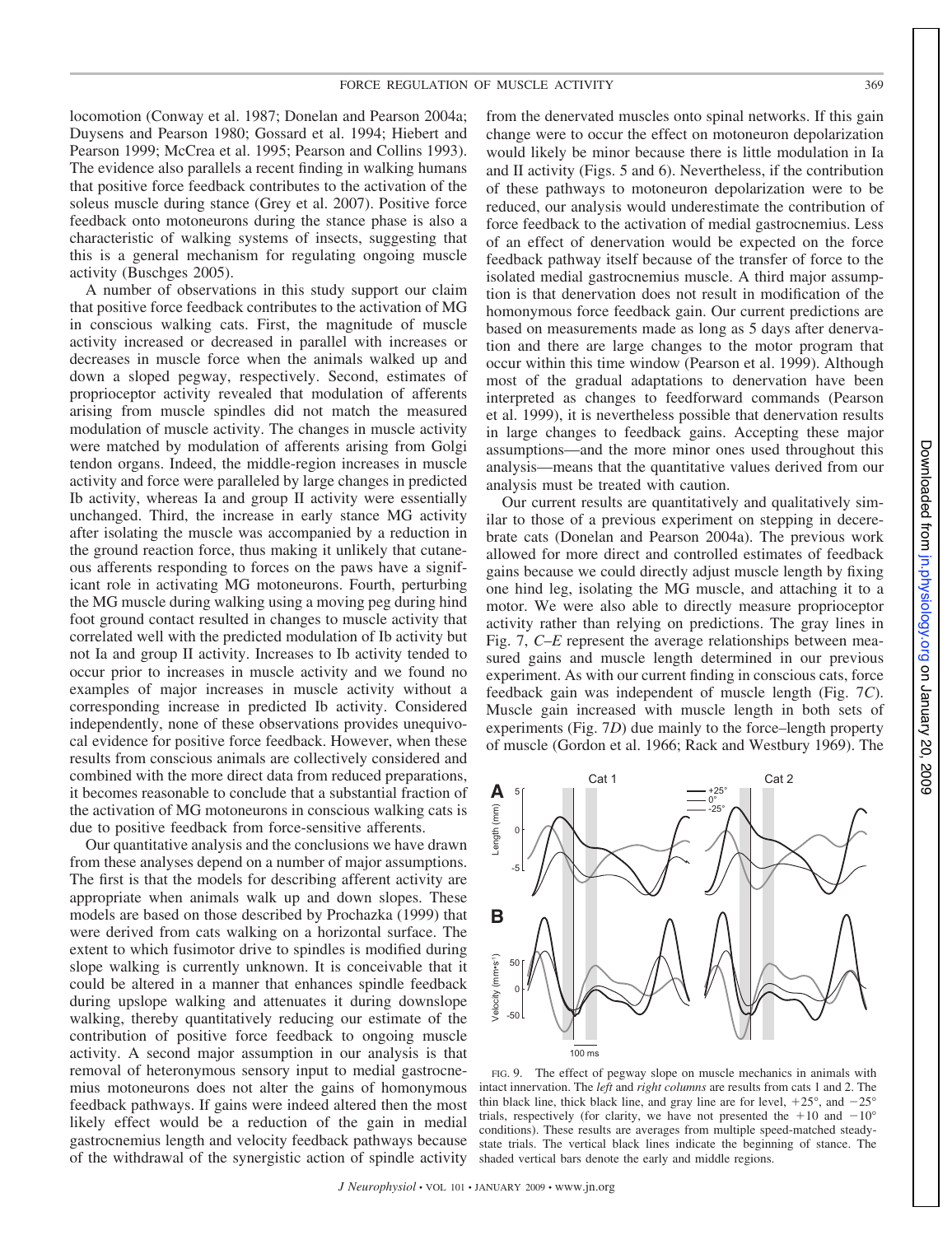locomotion (Conway et al. 1987; Donelan and Pearson 2004a; Duysens and Pearson 1980; Gossard et al. 1994; Hiebert and Pearson 1999; McCrea et al. 1995; Pearson and Collins 1993). The evidence also parallels a recent finding in walking humans that positive force feedback contributes to the activation of the soleus muscle during stance (Grey et al. 2007). Positive force feedback onto motoneurons during the stance phase is also a characteristic of walking systems of insects, suggesting that this is a general mechanism for regulating ongoing muscle activity (Buschges 2005).

A number of observations in this study support our claim that positive force feedback contributes to the activation of MG in conscious walking cats. First, the magnitude of muscle activity increased or decreased in parallel with increases or decreases in muscle force when the animals walked up and down a sloped pegway, respectively. Second, estimates of proprioceptor activity revealed that modulation of afferents arising from muscle spindles did not match the measured modulation of muscle activity. The changes in muscle activity were matched by modulation of afferents arising from Golgi tendon organs. Indeed, the middle-region increases in muscle activity and force were paralleled by large changes in predicted Ib activity, whereas Ia and group II activity were essentially unchanged. Third, the increase in early stance MG activity after isolating the muscle was accompanied by a reduction in the ground reaction force, thus making it unlikely that cutaneous afferents responding to forces on the paws have a significant role in activating MG motoneurons. Fourth, perturbing the MG muscle during walking using a moving peg during hind foot ground contact resulted in changes to muscle activity that correlated well with the predicted modulation of Ib activity but not Ia and group II activity. Increases to Ib activity tended to occur prior to increases in muscle activity and we found no examples of major increases in muscle activity without a corresponding increase in predicted Ib activity. Considered independently, none of these observations provides unequivocal evidence for positive force feedback. However, when these results from conscious animals are collectively considered and combined with the more direct data from reduced preparations, it becomes reasonable to conclude that a substantial fraction of the activation of MG motoneurons in conscious walking cats is due to positive feedback from force-sensitive afferents.

Our quantitative analysis and the conclusions we have drawn from these analyses depend on a number of major assumptions. The first is that the models for describing afferent activity are appropriate when animals walk up and down slopes. These models are based on those described by Prochazka (1999) that were derived from cats walking on a horizontal surface. The extent to which fusimotor drive to spindles is modified during slope walking is currently unknown. It is conceivable that it could be altered in a manner that enhances spindle feedback during upslope walking and attenuates it during downslope walking, thereby quantitatively reducing our estimate of the contribution of positive force feedback to ongoing muscle activity. A second major assumption in our analysis is that removal of heteronymous sensory input to medial gastrocnemius motoneurons does not alter the gains of homonymous feedback pathways. If gains were indeed altered then the most likely effect would be a reduction of the gain in medial gastrocnemius length and velocity feedback pathways because of the withdrawal of the synergistic action of spindle activity from the denervated muscles onto spinal networks. If this gain change were to occur the effect on motoneuron depolarization would likely be minor because there is little modulation in Ia and II activity (Figs. 5 and 6). Nevertheless, if the contribution of these pathways to motoneuron depolarization were to be reduced, our analysis would underestimate the contribution of force feedback to the activation of medial gastrocnemius. Less of an effect of denervation would be expected on the force feedback pathway itself because of the transfer of force to the isolated medial gastrocnemius muscle. A third major assumption is that denervation does not result in modification of the homonymous force feedback gain. Our current predictions are based on measurements made as long as 5 days after denervation and there are large changes to the motor program that occur within this time window (Pearson et al. 1999). Although most of the gradual adaptations to denervation have been interpreted as changes to feedforward commands (Pearson et al. 1999), it is nevertheless possible that denervation results in large changes to feedback gains. Accepting these major assumptions—and the more minor ones used throughout this analysis—means that the quantitative values derived from our analysis must be treated with caution.

Our current results are quantitatively and qualitatively similar to those of a previous experiment on stepping in decerebrate cats (Donelan and Pearson 2004a). The previous work allowed for more direct and controlled estimates of feedback gains because we could directly adjust muscle length by fixing one hind leg, isolating the MG muscle, and attaching it to a motor. We were also able to directly measure proprioceptor activity rather than relying on predictions. The gray lines in Fig. 7, *C–E* represent the average relationships between measured gains and muscle length determined in our previous experiment. As with our current finding in conscious cats, force feedback gain was independent of muscle length (Fig. 7*C*). Muscle gain increased with muscle length in both sets of experiments (Fig. 7*D*) due mainly to the force–length property of muscle (Gordon et al. 1966; Rack and Westbury 1969). The

A
Cat 1
Cat 2
+25°
0°
-25°
Length (mm)
5
0
-5

B
Velocity (mm·s⁻¹)
50
0
-50
100 ms

FIG. 9. The effect of pegway slope on muscle mechanics in animals with intact innervation. The *left* and *right columns* are results from cats 1 and 2. The thin black line, thick black line, and gray line are for level, +25°, and −25° trials, respectively (for clarity, we have not presented the +10 and −10° conditions). These results are averages from multiple speed-matched steady-state trials. The vertical black lines indicate the beginning of stance. The shaded vertical bars denote the early and middle regions.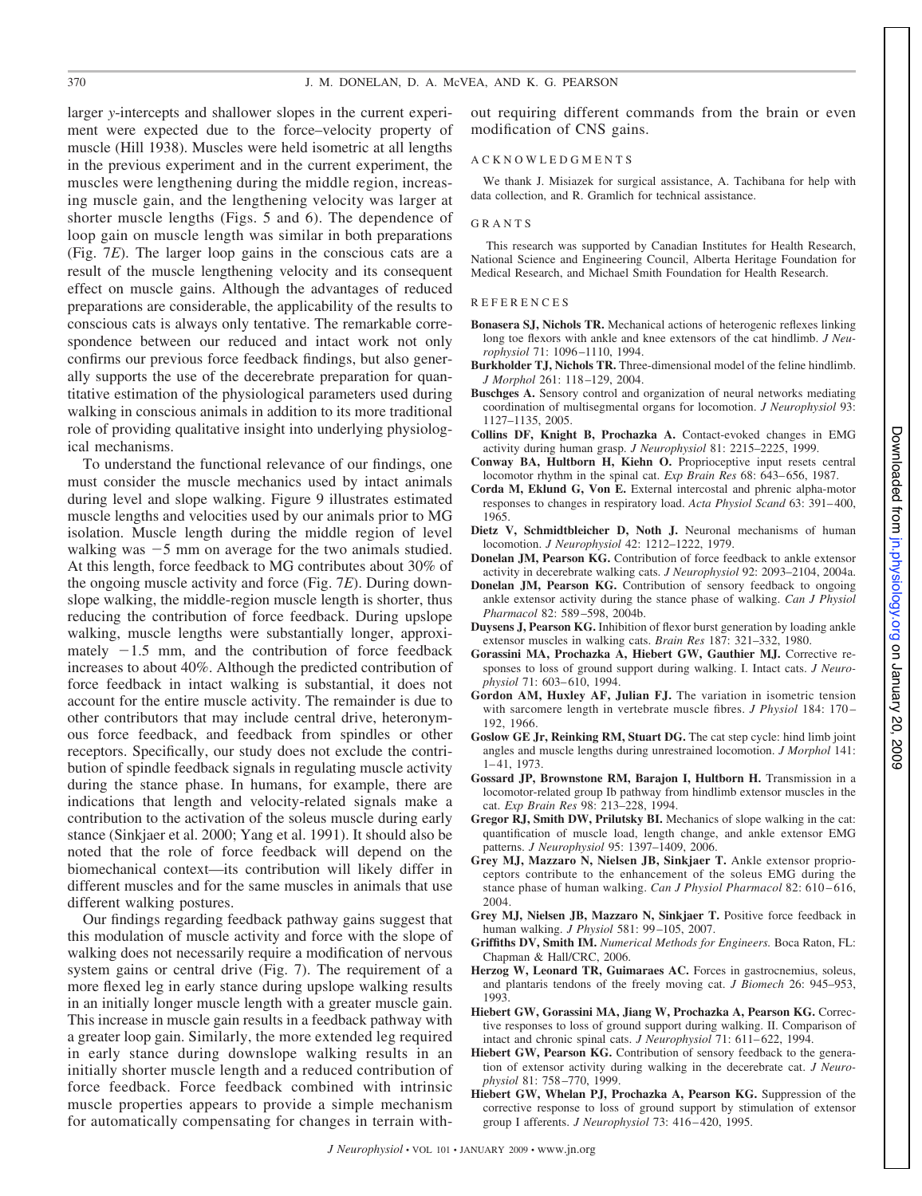larger *y*-intercepts and shallower slopes in the current experiment were expected due to the force–velocity property of muscle (Hill 1938). Muscles were held isometric at all lengths in the previous experiment and in the current experiment, the muscles were lengthening during the middle region, increasing muscle gain, and the lengthening velocity was larger at shorter muscle lengths (Figs. 5 and 6). The dependence of loop gain on muscle length was similar in both preparations (Fig. 7*E*). The larger loop gains in the conscious cats are a result of the muscle lengthening velocity and its consequent effect on muscle gains. Although the advantages of reduced preparations are considerable, the applicability of the results to conscious cats is always only tentative. The remarkable correspondence between our reduced and intact work not only confirms our previous force feedback findings, but also generally supports the use of the decerebrate preparation for quantitative estimation of the physiological parameters used during walking in conscious animals in addition to its more traditional role of providing qualitative insight into underlying physiological mechanisms.

To understand the functional relevance of our findings, one must consider the muscle mechanics used by intact animals during level and slope walking. Figure 9 illustrates estimated muscle lengths and velocities used by our animals prior to MG isolation. Muscle length during the middle region of level walking was −5 mm on average for the two animals studied. At this length, force feedback to MG contributes about 30% of the ongoing muscle activity and force (Fig. 7*E*). During downslope walking, the middle-region muscle length is shorter, thus reducing the contribution of force feedback. During upslope walking, muscle lengths were substantially longer, approximately −1.5 mm, and the contribution of force feedback increases to about 40%. Although the predicted contribution of force feedback in intact walking is substantial, it does not account for the entire muscle activity. The remainder is due to other contributors that may include central drive, heteronymous force feedback, and feedback from spindles or other receptors. Specifically, our study does not exclude the contribution of spindle feedback signals in regulating muscle activity during the stance phase. In humans, for example, there are indications that length and velocity-related signals make a contribution to the activation of the soleus muscle during early stance (Sinkjaer et al. 2000; Yang et al. 1991). It should also be noted that the role of force feedback will depend on the biomechanical context—its contribution will likely differ in different muscles and for the same muscles in animals that use different walking postures.

Our findings regarding feedback pathway gains suggest that this modulation of muscle activity and force with the slope of walking does not necessarily require a modification of nervous system gains or central drive (Fig. 7). The requirement of a more flexed leg in early stance during upslope walking results in an initially longer muscle length with a greater muscle gain. This increase in muscle gain results in a feedback pathway with a greater loop gain. Similarly, the more extended leg required in early stance during downslope walking results in an initially shorter muscle length and a reduced contribution of force feedback. Force feedback combined with intrinsic muscle properties appears to provide a simple mechanism for automatically compensating for changes in terrain without requiring different commands from the brain or even modification of CNS gains.

## ACKNOWLEDGMENTS

We thank J. Misiazek for surgical assistance, A. Tachibana for help with data collection, and R. Gramlich for technical assistance.

## GRANTS

This research was supported by Canadian Institutes for Health Research, National Science and Engineering Council, Alberta Heritage Foundation for Medical Research, and Michael Smith Foundation for Health Research.

## REFERENCES

**Bonasera SJ, Nichols TR.** Mechanical actions of heterogenic reflexes linking long toe flexors with ankle and knee extensors of the cat hindlimb. *J Neurophysiol* 71: 1096–1110, 1994.

**Burkholder TJ, Nichols TR.** Three-dimensional model of the feline hindlimb. *J Morphol* 261: 118–129, 2004.

**Buschges A.** Sensory control and organization of neural networks mediating coordination of multisegmental organs for locomotion. *J Neurophysiol* 93: 1127–1135, 2005.

**Collins DF, Knight B, Prochazka A.** Contact-evoked changes in EMG activity during human grasp. *J Neurophysiol* 81: 2215–2225, 1999.

**Conway BA, Hultborn H, Kiehn O.** Proprioceptive input resets central locomotor rhythm in the spinal cat. *Exp Brain Res* 68: 643–656, 1987.

**Corda M, Eklund G, Von E.** External intercostal and phrenic alpha-motor responses to changes in respiratory load. *Acta Physiol Scand* 63: 391–400, 1965.

**Dietz V, Schmidtbleicher D, Noth J.** Neuronal mechanisms of human locomotion. *J Neurophysiol* 42: 1212–1222, 1979.

**Donelan JM, Pearson KG.** Contribution of force feedback to ankle extensor activity in decerebrate walking cats. *J Neurophysiol* 92: 2093–2104, 2004a.

**Donelan JM, Pearson KG.** Contribution of sensory feedback to ongoing ankle extensor activity during the stance phase of walking. *Can J Physiol Pharmacol* 82: 589–598, 2004b.

**Duysens J, Pearson KG.** Inhibition of flexor burst generation by loading ankle extensor muscles in walking cats. *Brain Res* 187: 321–332, 1980.

**Gorassini MA, Prochazka A, Hiebert GW, Gauthier MJ.** Corrective responses to loss of ground support during walking. I. Intact cats. *J Neurophysiol* 71: 603–610, 1994.

**Gordon AM, Huxley AF, Julian FJ.** The variation in isometric tension with sarcomere length in vertebrate muscle fibres. *J Physiol* 184: 170–192, 1966.

**Goslow GE Jr, Reinking RM, Stuart DG.** The cat step cycle: hind limb joint angles and muscle lengths during unrestrained locomotion. *J Morphol* 141: 1–41, 1973.

**Gossard JP, Brownstone RM, Barajon I, Hultborn H.** Transmission in a locomotor-related group Ib pathway from hindlimb extensor muscles in the cat. *Exp Brain Res* 98: 213–228, 1994.

**Gregor RJ, Smith DW, Prilutsky BI.** Mechanics of slope walking in the cat: quantification of muscle load, length change, and ankle extensor EMG patterns. *J Neurophysiol* 95: 1397–1409, 2006.

**Grey MJ, Mazzaro N, Nielsen JB, Sinkjaer T.** Ankle extensor proprioceptors contribute to the enhancement of the soleus EMG during the stance phase of human walking. *Can J Physiol Pharmacol* 82: 610–616, 2004.

**Grey MJ, Nielsen JB, Mazzaro N, Sinkjaer T.** Positive force feedback in human walking. *J Physiol* 581: 99–105, 2007.

**Griffiths DV, Smith IM.** *Numerical Methods for Engineers.* Boca Raton, FL: Chapman & Hall/CRC, 2006.

**Herzog W, Leonard TR, Guimaraes AC.** Forces in gastrocnemius, soleus, and plantaris tendons of the freely moving cat. *J Biomech* 26: 945–953, 1993.

**Hiebert GW, Gorassini MA, Jiang W, Prochazka A, Pearson KG.** Corrective responses to loss of ground support during walking. II. Comparison of intact and chronic spinal cats. *J Neurophysiol* 71: 611–622, 1994.

**Hiebert GW, Pearson KG.** Contribution of sensory feedback to the generation of extensor activity during walking in the decerebrate cat. *J Neurophysiol* 81: 758–770, 1999.

**Hiebert GW, Whelan PJ, Prochazka A, Pearson KG.** Suppression of the corrective response to loss of ground support by stimulation of extensor group I afferents. *J Neurophysiol* 73: 416–420, 1995.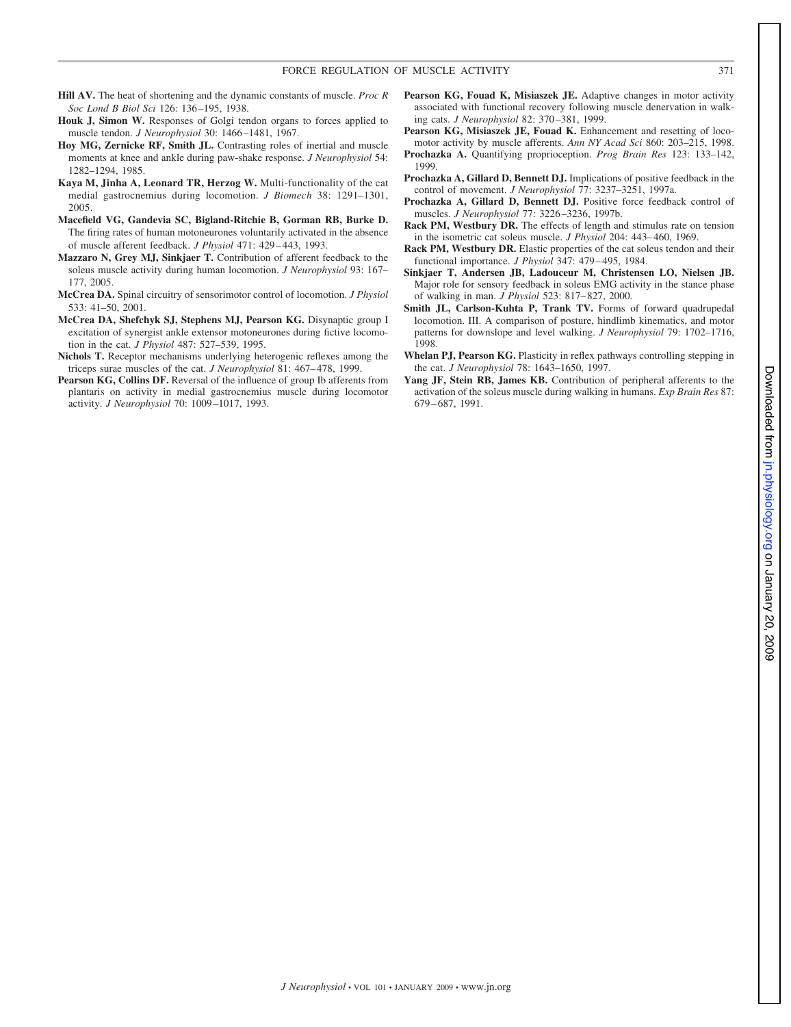**Hill AV.** The heat of shortening and the dynamic constants of muscle. *Proc R Soc Lond B Biol Sci* 126: 136–195, 1938.

**Houk J, Simon W.** Responses of Golgi tendon organs to forces applied to muscle tendon. *J Neurophysiol* 30: 1466–1481, 1967.

**Hoy MG, Zernicke RF, Smith JL.** Contrasting roles of inertial and muscle moments at knee and ankle during paw-shake response. *J Neurophysiol* 54: 1282–1294, 1985.

**Kaya M, Jinha A, Leonard TR, Herzog W.** Multi-functionality of the cat medial gastrocnemius during locomotion. *J Biomech* 38: 1291–1301, 2005.

**Macefield VG, Gandevia SC, Bigland-Ritchie B, Gorman RB, Burke D.** The firing rates of human motoneurones voluntarily activated in the absence of muscle afferent feedback. *J Physiol* 471: 429–443, 1993.

**Mazzaro N, Grey MJ, Sinkjaer T.** Contribution of afferent feedback to the soleus muscle activity during human locomotion. *J Neurophysiol* 93: 167–177, 2005.

**McCrea DA.** Spinal circuitry of sensorimotor control of locomotion. *J Physiol* 533: 41–50, 2001.

**McCrea DA, Shefchyk SJ, Stephens MJ, Pearson KG.** Disynaptic group I excitation of synergist ankle extensor motoneurones during fictive locomotion in the cat. *J Physiol* 487: 527–539, 1995.

**Nichols T.** Receptor mechanisms underlying heterogenic reflexes among the triceps surae muscles of the cat. *J Neurophysiol* 81: 467–478, 1999.

**Pearson KG, Collins DF.** Reversal of the influence of group Ib afferents from plantaris on activity in medial gastrocnemius muscle during locomotor activity. *J Neurophysiol* 70: 1009–1017, 1993.

**Pearson KG, Fouad K, Misiaszek JE.** Adaptive changes in motor activity associated with functional recovery following muscle denervation in walking cats. *J Neurophysiol* 82: 370–381, 1999.

**Pearson KG, Misiaszek JE, Fouad K.** Enhancement and resetting of locomotor activity by muscle afferents. *Ann NY Acad Sci* 860: 203–215, 1998.

**Prochazka A.** Quantifying proprioception. *Prog Brain Res* 123: 133–142, 1999.

**Prochazka A, Gillard D, Bennett DJ.** Implications of positive feedback in the control of movement. *J Neurophysiol* 77: 3237–3251, 1997a.

**Prochazka A, Gillard D, Bennett DJ.** Positive force feedback control of muscles. *J Neurophysiol* 77: 3226–3236, 1997b.

**Rack PM, Westbury DR.** The effects of length and stimulus rate on tension in the isometric cat soleus muscle. *J Physiol* 204: 443–460, 1969.

**Rack PM, Westbury DR.** Elastic properties of the cat soleus tendon and their functional importance. *J Physiol* 347: 479–495, 1984.

**Sinkjaer T, Andersen JB, Ladouceur M, Christensen LO, Nielsen JB.** Major role for sensory feedback in soleus EMG activity in the stance phase of walking in man. *J Physiol* 523: 817–827, 2000.

**Smith JL, Carlson-Kuhta P, Trank TV.** Forms of forward quadrupedal locomotion. III. A comparison of posture, hindlimb kinematics, and motor patterns for downslope and level walking. *J Neurophysiol* 79: 1702–1716, 1998.

**Whelan PJ, Pearson KG.** Plasticity in reflex pathways controlling stepping in the cat. *J Neurophysiol* 78: 1643–1650, 1997.

**Yang JF, Stein RB, James KB.** Contribution of peripheral afferents to the activation of the soleus muscle during walking in humans. *Exp Brain Res* 87: 679–687, 1991.